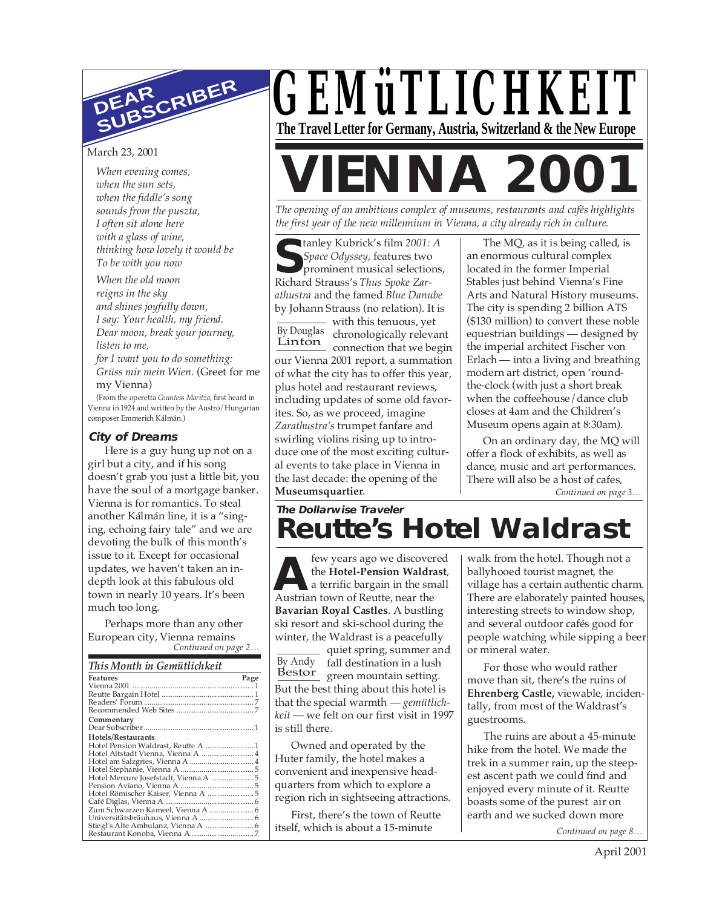# GEMüTLICHKEIT

**The Travel Letter for Germany, Austria, Switzerland & the New Europe**

April 2001

## DEAR SUBSCRIBER

March 23, 2001

*When evening comes,*
*when the sun sets,*
*when the fiddle's song*
*sounds from the puszta,*
*I often sit alone here*
*with a glass of wine,*
*thinking how lovely it would be*
*To be with you now*

*When the old moon*
*reigns in the sky*
*and shines joyfully down,*
*I say: Your health, my friend.*
*Dear moon, break your journey,*
*listen to me,*
*for I want you to do something:*
*Grüss mir mein Wien.* (Greet for me my Vienna)

(From the operetta *Countess Maritza,* first heard in Vienna in 1924 and written by the Austro/Hungarian composer Emmerich Kálmán.)

### City of Dreams

Here is a guy hung up not on a girl but a city, and if his song doesn't grab you just a little bit, you have the soul of a mortgage banker. Vienna is for romantics. To steal another Kálmán line, it is a "singing, echoing fairy tale" and we are devoting the bulk of this month's issue to it. Except for occasional updates, we haven't taken an in-depth look at this fabulous old town in nearly 10 years. It's been much too long.

Perhaps more than any other European city, Vienna remains

*Continued on page 2…*

### This Month in Gemütlichkeit

| Features | Page |
|---|---|
| Vienna 2001 | 1 |
| Reutte Bargain Hotel | 1 |
| Readers' Forum | 7 |
| Recommended Web Sites | 7 |
| **Commentary** | |
| Dear Subscriber | 1 |
| **Hotels/Restaurants** | |
| Hotel Pension Waldrast, Reutte A | 1 |
| Hotel Altstadt Vienna, Vienna A | 4 |
| Hotel am Salzgries, Vienna A | 4 |
| Hotel Stephanie, Vienna A | 5 |
| Hotel Mercure Josefstadt, Vienna A | 5 |
| Pension Aviano, Vienna A | 5 |
| Hotel Römischer Kaiser, Vienna A | 5 |
| Café Diglas, Vienna A | 6 |
| Zum Schwarzen Kameel, Vienna A | 6 |
| Universitätsbräuhaus, Vienna A | 6 |
| Stiegl's Alte Ambulanz, Vienna A | 6 |
| Restaurant Konoba, Vienna A | 7 |

# VIENNA 2001

*The opening of an ambitious complex of museums, restaurants and cafés highlights the first year of the new millennium in Vienna, a city already rich in culture.*

By Douglas Linton

Stanley Kubrick's film *2001: A Space Odyssey,* features two prominent musical selections, Richard Strauss's *Thus Spoke Zarathustra* and the famed *Blue Danube* by Johann Strauss (no relation). It is with this tenuous, yet chronologically relevant connection that we begin our Vienna 2001 report, a summation of what the city has to offer this year, plus hotel and restaurant reviews, including updates of some old favorites. So, as we proceed, imagine *Zarathustra's* trumpet fanfare and swirling violins rising up to introduce one of the most exciting cultural events to take place in Vienna in the last decade: the opening of the **Museumsquartier**.

The MQ, as it is being called, is an enormous cultural complex located in the former Imperial Stables just behind Vienna's Fine Arts and Natural History museums. The city is spending 2 billion ATS ($130 million) to convert these noble equestrian buildings — designed by the imperial architect Fischer von Erlach — into a living and breathing modern art district, open 'round-the-clock (with just a short break when the coffeehouse/dance club closes at 4am and the Children's Museum opens again at 8:30am).

On an ordinary day, the MQ will offer a flock of exhibits, as well as dance, music and art performances. There will also be a host of cafes,

*Continued on page 3…*

**The Dollarwise Traveler**

# Reutte's Hotel Waldrast

By Andy Bestor

A few years ago we discovered the **Hotel-Pension Waldrast**, a terrific bargain in the small Austrian town of Reutte, near the **Bavarian Royal Castles**. A bustling ski resort and ski-school during the winter, the Waldrast is a peacefully quiet spring, summer and fall destination in a lush green mountain setting. But the best thing about this hotel is that the special warmth — *gemütlichkeit* — we felt on our first visit in 1997 is still there.

Owned and operated by the Huter family, the hotel makes a convenient and inexpensive headquarters from which to explore a region rich in sightseeing attractions.

First, there's the town of Reutte itself, which is about a 15-minute walk from the hotel. Though not a ballyhooed tourist magnet, the village has a certain authentic charm. There are elaborately painted houses, interesting streets to window shop, and several outdoor cafés good for people watching while sipping a beer or mineral water.

For those who would rather move than sit, there's the ruins of **Ehrenberg Castle,** viewable, incidentally, from most of the Waldrast's guestrooms.

The ruins are about a 45-minute hike from the hotel. We made the trek in a summer rain, up the steepest ascent path we could find and enjoyed every minute of it. Reutte boasts some of the purest air on earth and we sucked down more

*Continued on page 8…*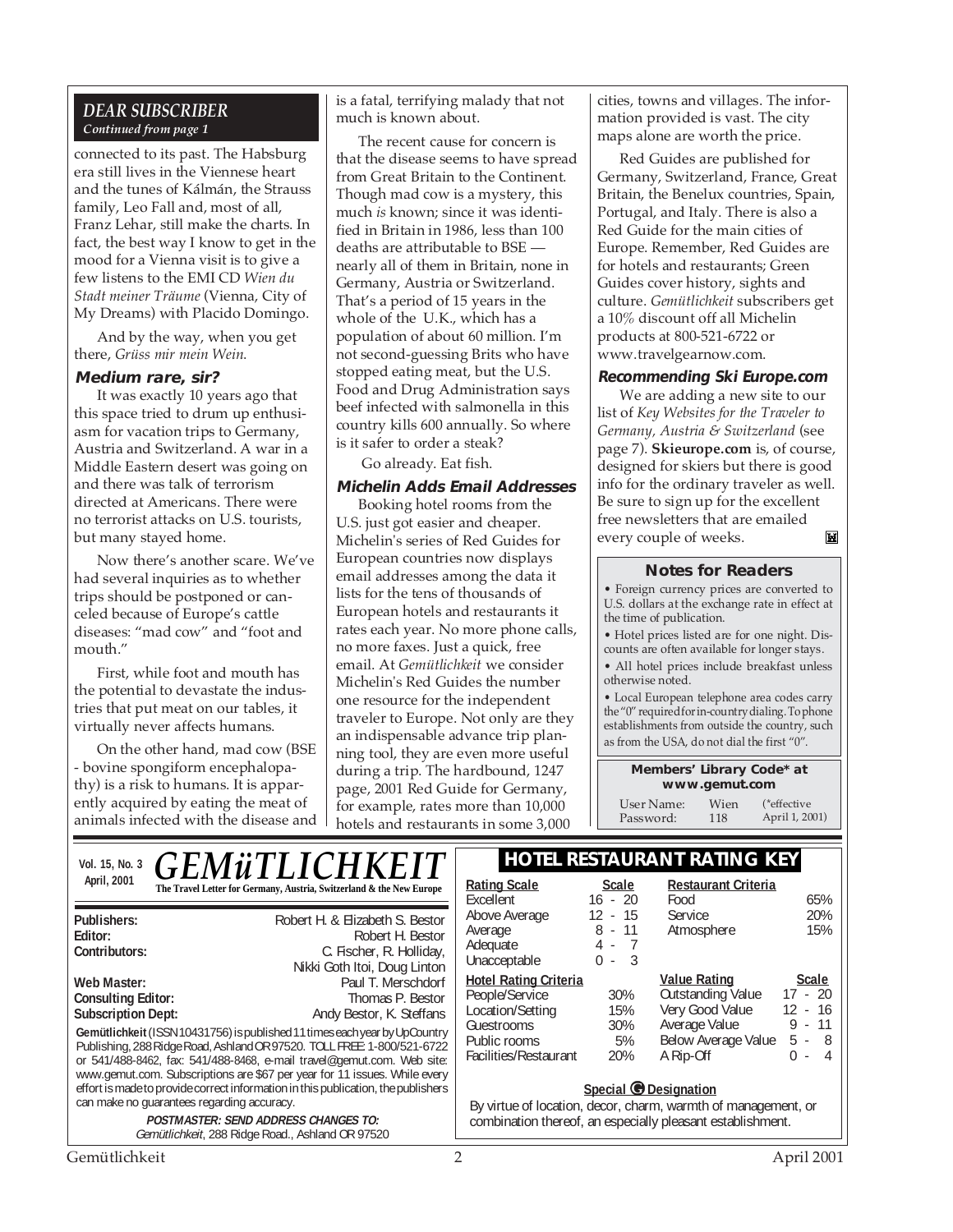## DEAR SUBSCRIBER

*Continued from page 1*

connected to its past. The Habsburg era still lives in the Viennese heart and the tunes of Kálmán, the Strauss family, Leo Fall and, most of all, Franz Lehar, still make the charts. In fact, the best way I know to get in the mood for a Vienna visit is to give a few listens to the EMI CD *Wien du Stadt meiner Träume* (Vienna, City of My Dreams) with Placido Domingo.

And by the way, when you get there, *Grüss mir mein Wein*.

### Medium rare, sir?

It was exactly 10 years ago that this space tried to drum up enthusiasm for vacation trips to Germany, Austria and Switzerland. A war in a Middle Eastern desert was going on and there was talk of terrorism directed at Americans. There were no terrorist attacks on U.S. tourists, but many stayed home.

Now there's another scare. We've had several inquiries as to whether trips should be postponed or canceled because of Europe's cattle diseases: "mad cow" and "foot and mouth."

First, while foot and mouth has the potential to devastate the industries that put meat on our tables, it virtually never affects humans.

On the other hand, mad cow (BSE - bovine spongiform encephalopathy) is a risk to humans. It is apparently acquired by eating the meat of animals infected with the disease and is a fatal, terrifying malady that not much is known about.

The recent cause for concern is that the disease seems to have spread from Great Britain to the Continent. Though mad cow is a mystery, this much *is* known; since it was identified in Britain in 1986, less than 100 deaths are attributable to BSE — nearly all of them in Britain, none in Germany, Austria or Switzerland. That's a period of 15 years in the whole of the U.K., which has a population of about 60 million. I'm not second-guessing Brits who have stopped eating meat, but the U.S. Food and Drug Administration says beef infected with salmonella in this country kills 600 annually. So where is it safer to order a steak?

Go already. Eat fish.

### Michelin Adds Email Addresses

Booking hotel rooms from the U.S. just got easier and cheaper. Michelin's series of Red Guides for European countries now displays email addresses among the data it lists for the tens of thousands of European hotels and restaurants it rates each year. No more phone calls, no more faxes. Just a quick, free email. At *Gemütlichkeit* we consider Michelin's Red Guides the number one resource for the independent traveler to Europe. Not only are they an indispensable advance trip planning tool, they are even more useful during a trip. The hardbound, 1247 page, 2001 Red Guide for Germany, for example, rates more than 10,000 hotels and restaurants in some 3,000 cities, towns and villages. The information provided is vast. The city maps alone are worth the price.

Red Guides are published for Germany, Switzerland, France, Great Britain, the Benelux countries, Spain, Portugal, and Italy. There is also a Red Guide for the main cities of Europe. Remember, Red Guides are for hotels and restaurants; Green Guides cover history, sights and culture. *Gemütlichkeit* subscribers get a 10% discount off all Michelin products at 800-521-6722 or www.travelgearnow.com.

### Recommending Ski Europe.com

We are adding a new site to our list of *Key Websites for the Traveler to Germany, Austria & Switzerland* (see page 7). **Skieurope.com** is, of course, designed for skiers but there is good info for the ordinary traveler as well. Be sure to sign up for the excellent free newsletters that are emailed every couple of weeks.

### Notes for Readers

- Foreign currency prices are converted to U.S. dollars at the exchange rate in effect at the time of publication.
- Hotel prices listed are for one night. Discounts are often available for longer stays.
- All hotel prices include breakfast unless otherwise noted.
- Local European telephone area codes carry the "0" required for in-country dialing. To phone establishments from outside the country, such as from the USA, do not dial the first "0".

**Members' Library Code\* at www.gemut.com**

User Name: Wien
Password: 118
(\*effective April 1, 2001)

---

**Vol. 15, No. 3 — April, 2001**

# GEMüTLICHKEIT

**The Travel Letter for Germany, Austria, Switzerland & the New Europe**

| | |
|---|---|
| **Publishers:** | Robert H. & Elizabeth S. Bestor |
| **Editor:** | Robert H. Bestor |
| **Contributors:** | C. Fischer, R. Holliday, Nikki Goth Itoi, Doug Linton |
| **Web Master:** | Paul T. Merschdorf |
| **Consulting Editor:** | Thomas P. Bestor |
| **Subscription Dept:** | Andy Bestor, K. Steffans |

**Gemütlichkeit** (ISSN 10431756) is published 11 times each year by UpCountry Publishing, 288 Ridge Road, Ashland OR 97520. TOLL FREE: 1-800/521-6722 or 541/488-8462, fax: 541/488-8468, e-mail travel@gemut.com. Web site: www.gemut.com. Subscriptions are $67 per year for 11 issues. While every effort is made to provide correct information in this publication, the publishers can make no guarantees regarding accuracy.

***POSTMASTER: SEND ADDRESS CHANGES TO:***
*Gemütlichkeit*, 288 Ridge Road., Ashland OR 97520

## HOTEL RESTAURANT RATING KEY

| Rating Scale | Scale |
|---|---|
| Excellent | 16 - 20 |
| Above Average | 12 - 15 |
| Average | 8 - 11 |
| Adequate | 4 - 7 |
| Unacceptable | 0 - 3 |

| Restaurant Criteria | |
|---|---|
| Food | 65% |
| Service | 20% |
| Atmosphere | 15% |

| Hotel Rating Criteria | |
|---|---|
| People/Service | 30% |
| Location/Setting | 15% |
| Guestrooms | 30% |
| Public rooms | 5% |
| Facilities/Restaurant | 20% |

| Value Rating | Scale |
|---|---|
| Outstanding Value | 17 - 20 |
| Very Good Value | 12 - 16 |
| Average Value | 9 - 11 |
| Below Average Value | 5 - 8 |
| A Rip-Off | 0 - 4 |

**Special G Designation**

By virtue of location, decor, charm, warmth of management, or combination thereof, an especially pleasant establishment.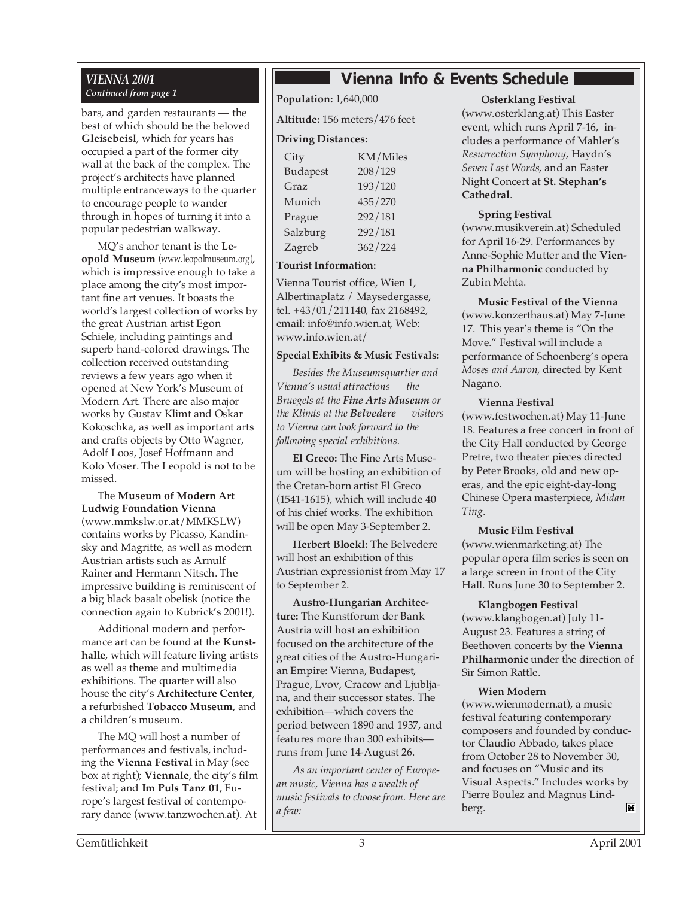### *VIENNA 2001*

***Continued from page 1***

bars, and garden restaurants — the best of which should be the beloved **Gleisebeisl**, which for years has occupied a part of the former city wall at the back of the complex. The project's architects have planned multiple entranceways to the quarter to encourage people to wander through in hopes of turning it into a popular pedestrian walkway.

MQ's anchor tenant is the **Leopold Museum** (www.leopolmuseum.org), which is impressive enough to take a place among the city's most important fine art venues. It boasts the world's largest collection of works by the great Austrian artist Egon Schiele, including paintings and superb hand-colored drawings. The collection received outstanding reviews a few years ago when it opened at New York's Museum of Modern Art. There are also major works by Gustav Klimt and Oskar Kokoschka, as well as important arts and crafts objects by Otto Wagner, Adolf Loos, Josef Hoffmann and Kolo Moser. The Leopold is not to be missed.

The **Museum of Modern Art Ludwig Foundation Vienna** (www.mmkslw.or.at/MMKSLW) contains works by Picasso, Kandinsky and Magritte, as well as modern Austrian artists such as Arnulf Rainer and Hermann Nitsch. The impressive building is reminiscent of a big black basalt obelisk (notice the connection again to Kubrick's 2001!).

Additional modern and performance art can be found at the **Kunsthalle**, which will feature living artists as well as theme and multimedia exhibitions. The quarter will also house the city's **Architecture Center**, a refurbished **Tobacco Museum**, and a children's museum.

The MQ will host a number of performances and festivals, including the **Vienna Festival** in May (see box at right); **Viennale**, the city's film festival; and **Im Puls Tanz 01**, Europe's largest festival of contemporary dance (www.tanzwochen.at). At

## Vienna Info & Events Schedule

**Population:** 1,640,000

**Altitude:** 156 meters/476 feet

**Driving Distances:**

| City | KM/Miles |
|---|---|
| Budapest | 208/129 |
| Graz | 193/120 |
| Munich | 435/270 |
| Prague | 292/181 |
| Salzburg | 292/181 |
| Zagreb | 362/224 |

**Tourist Information:**

Vienna Tourist office, Wien 1, Albertinaplatz / Maysedergasse, tel. +43/01/211140, fax 2168492, email: info@info.wien.at, Web: www.info.wien.at/

**Special Exhibits & Music Festivals:**

*Besides the Museumsquartier and Vienna's usual attractions — the Bruegels at the **Fine Arts Museum** or the Klimts at the **Belvedere** — visitors to Vienna can look forward to the following special exhibitions.*

**El Greco:** The Fine Arts Museum will be hosting an exhibition of the Cretan-born artist El Greco (1541-1615), which will include 40 of his chief works. The exhibition will be open May 3-September 2.

**Herbert Bloekl:** The Belvedere will host an exhibition of this Austrian expressionist from May 17 to September 2.

**Austro-Hungarian Architecture:** The Kunstforum der Bank Austria will host an exhibition focused on the architecture of the great cities of the Austro-Hungarian Empire: Vienna, Budapest, Prague, Lvov, Cracow and Ljubljana, and their successor states. The exhibition—which covers the period between 1890 and 1937, and features more than 300 exhibits—runs from June 14-August 26.

*As an important center of European music, Vienna has a wealth of music festivals to choose from. Here are a few:*

**Osterklang Festival**

(www.osterklang.at) This Easter event, which runs April 7-16, includes a performance of Mahler's *Resurrection Symphony*, Haydn's *Seven Last Words*, and an Easter Night Concert at **St. Stephan's Cathedral**.

**Spring Festival**

(www.musikverein.at) Scheduled for April 16-29. Performances by Anne-Sophie Mutter and the **Vienna Philharmonic** conducted by Zubin Mehta.

**Music Festival of the Vienna**

(www.konzerthaus.at) May 7-June 17. This year's theme is "On the Move." Festival will include a performance of Schoenberg's opera *Moses and Aaron*, directed by Kent Nagano.

**Vienna Festival**

(www.festwochen.at) May 11-June 18. Features a free concert in front of the City Hall conducted by George Pretre, two theater pieces directed by Peter Brooks, old and new operas, and the epic eight-day-long Chinese Opera masterpiece, *Midan Ting*.

**Music Film Festival**

(www.wienmarketing.at) The popular opera film series is seen on a large screen in front of the City Hall. Runs June 30 to September 2.

**Klangbogen Festival**

(www.klangbogen.at) July 11-August 23. Features a string of Beethoven concerts by the **Vienna Philharmonic** under the direction of Sir Simon Rattle.

**Wien Modern**

(www.wienmodern.at), a music festival featuring contemporary composers and founded by conductor Claudio Abbado, takes place from October 28 to November 30, and focuses on "Music and its Visual Aspects." Includes works by Pierre Boulez and Magnus Lindberg.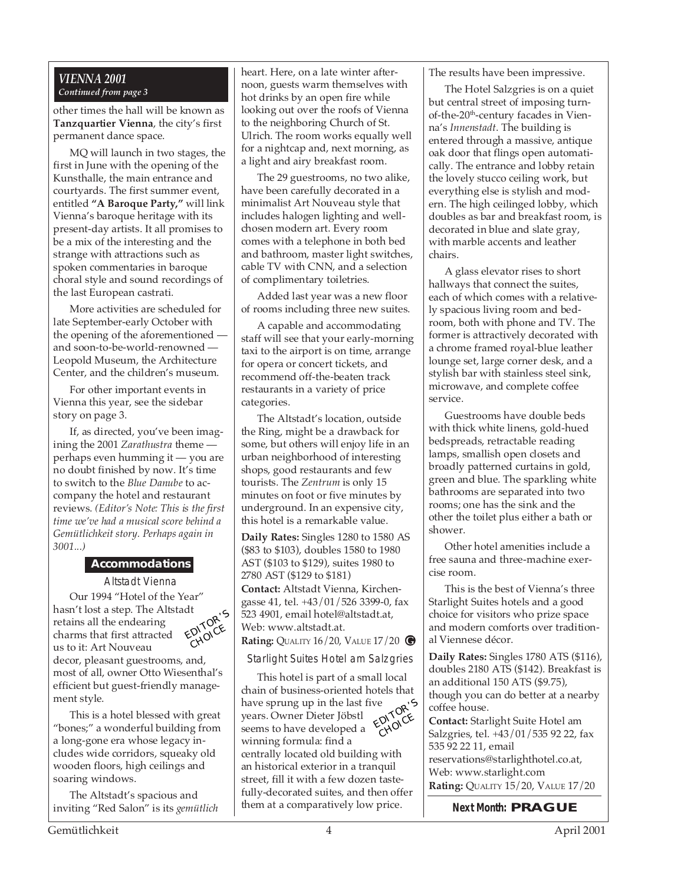*VIENNA 2001*
*Continued from page 3*

other times the hall will be known as **Tanzquartier Vienna**, the city's first permanent dance space.

MQ will launch in two stages, the first in June with the opening of the Kunsthalle, the main entrance and courtyards. The first summer event, entitled **"A Baroque Party,"** will link Vienna's baroque heritage with its present-day artists. It all promises to be a mix of the interesting and the strange with attractions such as spoken commentaries in baroque choral style and sound recordings of the last European castrati.

More activities are scheduled for late September-early October with the opening of the aforementioned — and soon-to-be-world-renowned — Leopold Museum, the Architecture Center, and the children's museum.

For other important events in Vienna this year, see the sidebar story on page 3.

If, as directed, you've been imagining the 2001 *Zarathustra* theme — perhaps even humming it — you are no doubt finished by now. It's time to switch to the *Blue Danube* to accompany the hotel and restaurant reviews. *(Editor's Note: This is the first time we've had a musical score behind a Gemütlichkeit story. Perhaps again in 3001...)*

## Accommodations

### Altstadt Vienna

EDITOR'S CHOICE

Our 1994 "Hotel of the Year" hasn't lost a step. The Altstadt retains all the endearing charms that first attracted us to it: Art Nouveau decor, pleasant guestrooms, and, most of all, owner Otto Wiesenthal's efficient but guest-friendly management style.

This is a hotel blessed with great "bones;" a wonderful building from a long-gone era whose legacy includes wide corridors, squeaky old wooden floors, high ceilings and soaring windows.

The Altstadt's spacious and inviting "Red Salon" is its *gemütlich* heart. Here, on a late winter afternoon, guests warm themselves with hot drinks by an open fire while looking out over the roofs of Vienna to the neighboring Church of St. Ulrich. The room works equally well for a nightcap and, next morning, as a light and airy breakfast room.

The 29 guestrooms, no two alike, have been carefully decorated in a minimalist Art Nouveau style that includes halogen lighting and well-chosen modern art. Every room comes with a telephone in both bed and bathroom, master light switches, cable TV with CNN, and a selection of complimentary toiletries.

Added last year was a new floor of rooms including three new suites.

A capable and accommodating staff will see that your early-morning taxi to the airport is on time, arrange for opera or concert tickets, and recommend off-the-beaten track restaurants in a variety of price categories.

The Altstadt's location, outside the Ring, might be a drawback for some, but others will enjoy life in an urban neighborhood of interesting shops, good restaurants and few tourists. The *Zentrum* is only 15 minutes on foot or five minutes by underground. In an expensive city, this hotel is a remarkable value.

**Daily Rates:** Singles 1280 to 1580 AS ($83 to $103), doubles 1580 to 1980 AST ($103 to $129), suites 1980 to 2780 AST ($129 to $181)
**Contact:** Altstadt Vienna, Kirchengasse 41, tel. +43/01/526 3399-0, fax 523 4901, email hotel@altstadt.at, Web: www.altstadt.at.
**Rating:** QUALITY 16/20, VALUE 17/20 G

### Starlight Suites Hotel am Salzgries

EDITOR'S CHOICE

This hotel is part of a small local chain of business-oriented hotels that have sprung up in the last five years. Owner Dieter Jöbstl seems to have developed a winning formula: find a centrally located old building with an historical exterior in a tranquil street, fill it with a few dozen tastefully-decorated suites, and then offer them at a comparatively low price. The results have been impressive.

The Hotel Salzgries is on a quiet but central street of imposing turn-of-the-20th-century facades in Vienna's *Innenstadt*. The building is entered through a massive, antique oak door that flings open automatically. The entrance and lobby retain the lovely stucco ceiling work, but everything else is stylish and modern. The high ceilinged lobby, which doubles as bar and breakfast room, is decorated in blue and slate gray, with marble accents and leather chairs.

A glass elevator rises to short hallways that connect the suites, each of which comes with a relatively spacious living room and bedroom, both with phone and TV. The former is attractively decorated with a chrome framed royal-blue leather lounge set, large corner desk, and a stylish bar with stainless steel sink, microwave, and complete coffee service.

Guestrooms have double beds with thick white linens, gold-hued bedspreads, retractable reading lamps, smallish open closets and broadly patterned curtains in gold, green and blue. The sparkling white bathrooms are separated into two rooms; one has the sink and the other the toilet plus either a bath or shower.

Other hotel amenities include a free sauna and three-machine exercise room.

This is the best of Vienna's three Starlight Suites hotels and a good choice for visitors who prize space and modern comforts over traditional Viennese décor.

**Daily Rates:** Singles 1780 ATS ($116), doubles 2180 ATS ($142). Breakfast is an additional 150 ATS ($9.75), though you can do better at a nearby coffee house.
**Contact:** Starlight Suite Hotel am Salzgries, tel. +43/01/535 92 22, fax 535 92 22 11, email reservations@starlighthotel.co.at, Web: www.starlight.com
**Rating:** QUALITY 15/20, VALUE 17/20

**Next Month: PRAGUE**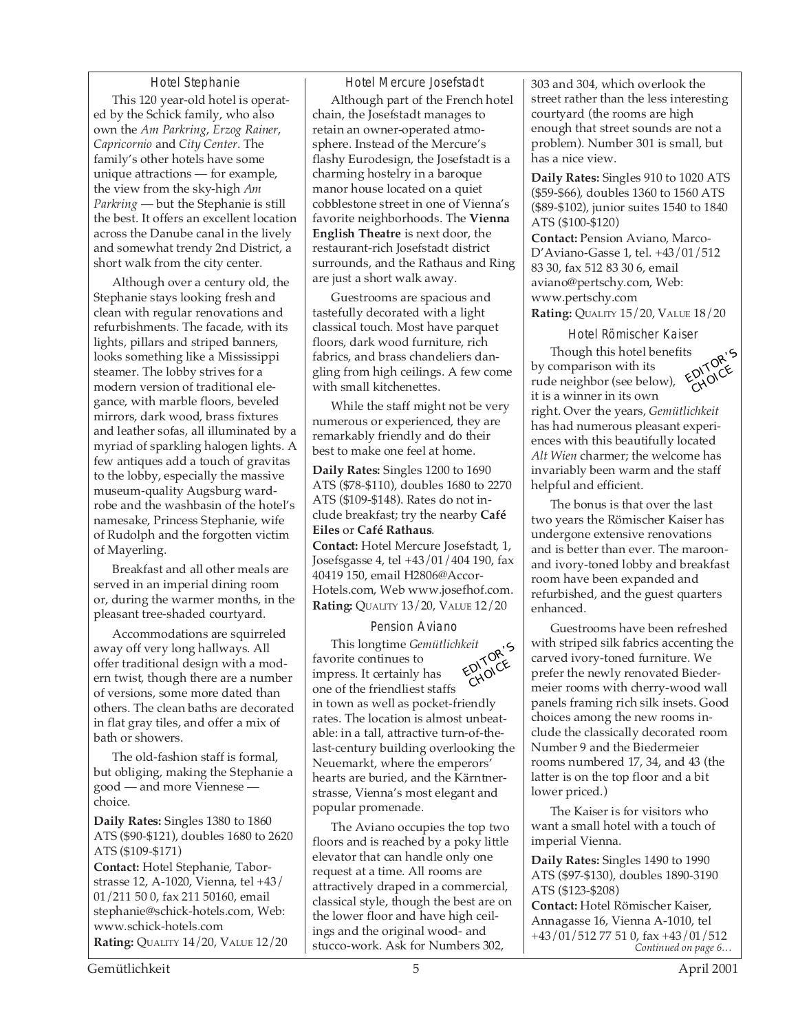### Hotel Stephanie

This 120 year-old hotel is operated by the Schick family, who also own the *Am Parkring*, *Erzog Rainer*, *Capricornio* and *City Center*. The family's other hotels have some unique attractions — for example, the view from the sky-high *Am Parkring* — but the Stephanie is still the best. It offers an excellent location across the Danube canal in the lively and somewhat trendy 2nd District, a short walk from the city center.

Although over a century old, the Stephanie stays looking fresh and clean with regular renovations and refurbishments. The facade, with its lights, pillars and striped banners, looks something like a Mississippi steamer. The lobby strives for a modern version of traditional elegance, with marble floors, beveled mirrors, dark wood, brass fixtures and leather sofas, all illuminated by a myriad of sparkling halogen lights. A few antiques add a touch of gravitas to the lobby, especially the massive museum-quality Augsburg wardrobe and the washbasin of the hotel's namesake, Princess Stephanie, wife of Rudolph and the forgotten victim of Mayerling.

Breakfast and all other meals are served in an imperial dining room or, during the warmer months, in the pleasant tree-shaded courtyard.

Accommodations are squirreled away off very long hallways. All offer traditional design with a modern twist, though there are a number of versions, some more dated than others. The clean baths are decorated in flat gray tiles, and offer a mix of bath or showers.

The old-fashion staff is formal, but obliging, making the Stephanie a good — and more Viennese — choice.

**Daily Rates:** Singles 1380 to 1860 ATS ($90-$121), doubles 1680 to 2620 ATS ($109-$171)

**Contact:** Hotel Stephanie, Taborstrasse 12, A-1020, Vienna, tel +43/01/211 50 0, fax 211 50160, email stephanie@schick-hotels.com, Web: www.schick-hotels.com

**Rating:** QUALITY 14/20, VALUE 12/20

### Hotel Mercure Josefstadt

Although part of the French hotel chain, the Josefstadt manages to retain an owner-operated atmosphere. Instead of the Mercure's flashy Eurodesign, the Josefstadt is a charming hostelry in a baroque manor house located on a quiet cobblestone street in one of Vienna's favorite neighborhoods. The **Vienna English Theatre** is next door, the restaurant-rich Josefstadt district surrounds, and the Rathaus and Ring are just a short walk away.

Guestrooms are spacious and tastefully decorated with a light classical touch. Most have parquet floors, dark wood furniture, rich fabrics, and brass chandeliers dangling from high ceilings. A few come with small kitchenettes.

While the staff might not be very numerous or experienced, they are remarkably friendly and do their best to make one feel at home.

**Daily Rates:** Singles 1200 to 1690 ATS ($78-$110), doubles 1680 to 2270 ATS ($109-$148). Rates do not include breakfast; try the nearby **Café Eiles** or **Café Rathaus**.

**Contact:** Hotel Mercure Josefstadt, 1, Josefsgasse 4, tel +43/01/404 190, fax 40419 150, email H2806@Accor-Hotels.com, Web www.josefhof.com.

**Rating:** QUALITY 13/20, VALUE 12/20

### Pension Aviano

EDITOR'S CHOICE

This longtime *Gemütlichkeit* favorite continues to impress. It certainly has one of the friendliest staffs in town as well as pocket-friendly rates. The location is almost unbeatable: in a tall, attractive turn-of-the-last-century building overlooking the Neuemarkt, where the emperors' hearts are buried, and the Kärntnerstrasse, Vienna's most elegant and popular promenade.

The Aviano occupies the top two floors and is reached by a poky little elevator that can handle only one request at a time. All rooms are attractively draped in a commercial, classical style, though the best are on the lower floor and have high ceilings and the original wood- and stucco-work. Ask for Numbers 302, 303 and 304, which overlook the street rather than the less interesting courtyard (the rooms are high enough that street sounds are not a problem). Number 301 is small, but has a nice view.

**Daily Rates:** Singles 910 to 1020 ATS ($59-$66), doubles 1360 to 1560 ATS ($89-$102), junior suites 1540 to 1840 ATS ($100-$120)

**Contact:** Pension Aviano, Marco-D'Aviano-Gasse 1, tel. +43/01/512 83 30, fax 512 83 30 6, email aviano@pertschy.com, Web: www.pertschy.com

**Rating:** QUALITY 15/20, VALUE 18/20

### Hotel Römischer Kaiser

EDITOR'S CHOICE

Though this hotel benefits by comparison with its rude neighbor (see below), it is a winner in its own right. Over the years, *Gemütlichkeit* has had numerous pleasant experiences with this beautifully located *Alt Wien* charmer; the welcome has invariably been warm and the staff helpful and efficient.

The bonus is that over the last two years the Römischer Kaiser has undergone extensive renovations and is better than ever. The maroon- and ivory-toned lobby and breakfast room have been expanded and refurbished, and the guest quarters enhanced.

Guestrooms have been refreshed with striped silk fabrics accenting the carved ivory-toned furniture. We prefer the newly renovated Biedermeier rooms with cherry-wood wall panels framing rich silk insets. Good choices among the new rooms include the classically decorated room Number 9 and the Biedermeier rooms numbered 17, 34, and 43 (the latter is on the top floor and a bit lower priced.)

The Kaiser is for visitors who want a small hotel with a touch of imperial Vienna.

**Daily Rates:** Singles 1490 to 1990 ATS ($97-$130), doubles 1890-3190 ATS ($123-$208)

**Contact:** Hotel Römischer Kaiser, Annagasse 16, Vienna A-1010, tel +43/01/512 77 51 0, fax +43/01/512

*Continued on page 6…*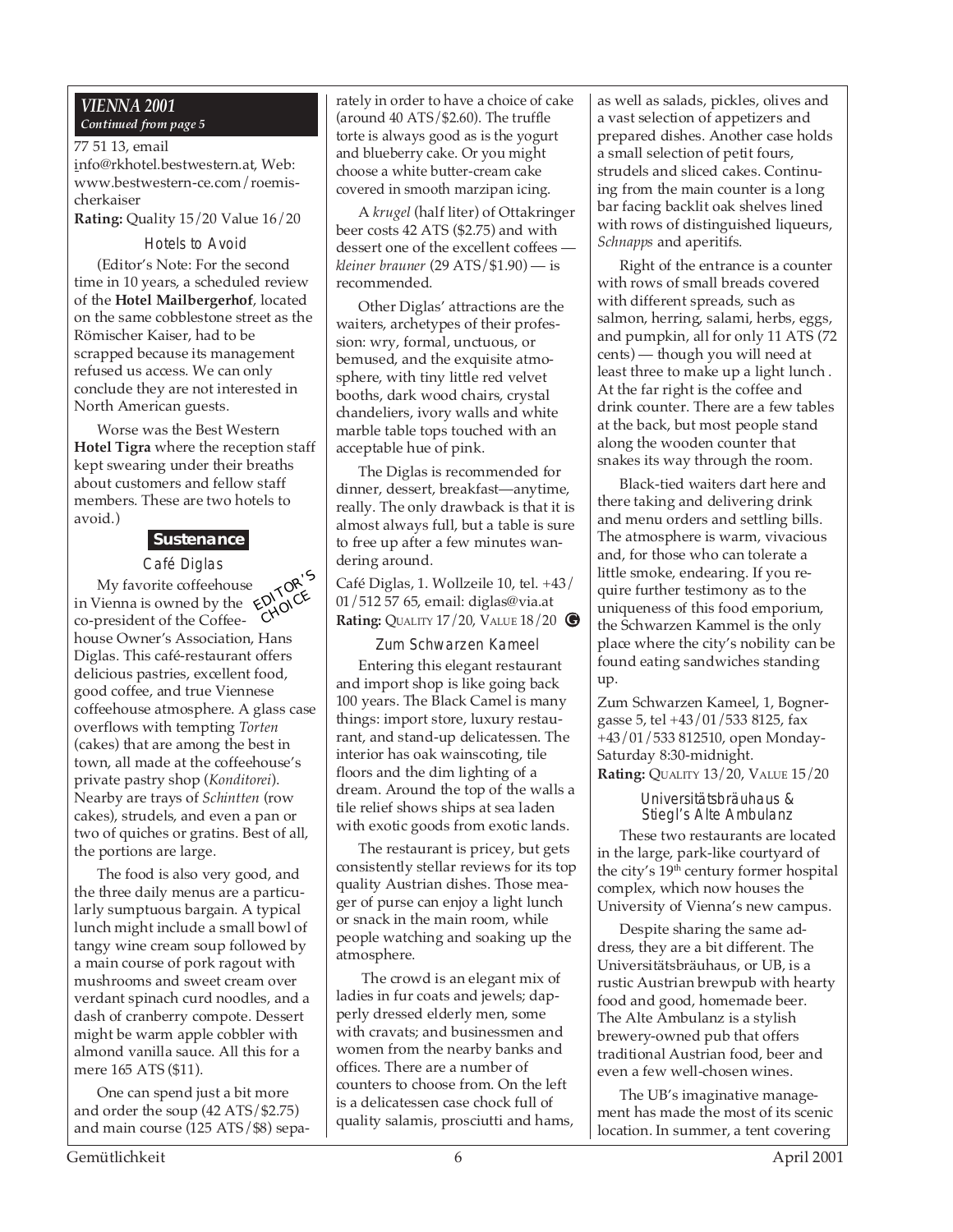**VIENNA 2001**
*Continued from page 5*

77 51 13, email info@rkhotel.bestwestern.at, Web: www.bestwestern-ce.com/roemischerkaiser

**Rating:** Quality 15/20 Value 16/20

### Hotels to Avoid

(Editor's Note: For the second time in 10 years, a scheduled review of the **Hotel Mailbergerhof**, located on the same cobblestone street as the Römischer Kaiser, had to be scrapped because its management refused us access. We can only conclude they are not interested in North American guests.

Worse was the Best Western **Hotel Tigra** where the reception staff kept swearing under their breaths about customers and fellow staff members. These are two hotels to avoid.)

## Sustenance

### Café Diglas

EDITOR'S CHOICE

My favorite coffeehouse in Vienna is owned by the co-president of the Coffeehouse Owner's Association, Hans Diglas. This café-restaurant offers delicious pastries, excellent food, good coffee, and true Viennese coffeehouse atmosphere. A glass case overflows with tempting *Torten* (cakes) that are among the best in town, all made at the coffeehouse's private pastry shop (*Konditorei*). Nearby are trays of *Schintten* (row cakes), strudels, and even a pan or two of quiches or gratins. Best of all, the portions are large.

The food is also very good, and the three daily menus are a particularly sumptuous bargain. A typical lunch might include a small bowl of tangy wine cream soup followed by a main course of pork ragout with mushrooms and sweet cream over verdant spinach curd noodles, and a dash of cranberry compote. Dessert might be warm apple cobbler with almond vanilla sauce. All this for a mere 165 ATS ($11).

One can spend just a bit more and order the soup (42 ATS/$2.75) and main course (125 ATS/$8) separately in order to have a choice of cake (around 40 ATS/$2.60). The truffle torte is always good as is the yogurt and blueberry cake. Or you might choose a white butter-cream cake covered in smooth marzipan icing.

A *krugel* (half liter) of Ottakringer beer costs 42 ATS ($2.75) and with dessert one of the excellent coffees — *kleiner brauner* (29 ATS/$1.90) — is recommended.

Other Diglas' attractions are the waiters, archetypes of their profession: wry, formal, unctuous, or bemused, and the exquisite atmosphere, with tiny little red velvet booths, dark wood chairs, crystal chandeliers, ivory walls and white marble table tops touched with an acceptable hue of pink.

The Diglas is recommended for dinner, dessert, breakfast—anytime, really. The only drawback is that it is almost always full, but a table is sure to free up after a few minutes wandering around.

Café Diglas, 1. Wollzeile 10, tel. +43/01/512 57 65, email: diglas@via.at
**Rating:** QUALITY 17/20, VALUE 18/20 G

### Zum Schwarzen Kameel

Entering this elegant restaurant and import shop is like going back 100 years. The Black Camel is many things: import store, luxury restaurant, and stand-up delicatessen. The interior has oak wainscoting, tile floors and the dim lighting of a dream. Around the top of the walls a tile relief shows ships at sea laden with exotic goods from exotic lands.

The restaurant is pricey, but gets consistently stellar reviews for its top quality Austrian dishes. Those meager of purse can enjoy a light lunch or snack in the main room, while people watching and soaking up the atmosphere.

The crowd is an elegant mix of ladies in fur coats and jewels; dapperly dressed elderly men, some with cravats; and businessmen and women from the nearby banks and offices. There are a number of counters to choose from. On the left is a delicatessen case chock full of quality salamis, prosciutti and hams, as well as salads, pickles, olives and a vast selection of appetizers and prepared dishes. Another case holds a small selection of petit fours, strudels and sliced cakes. Continuing from the main counter is a long bar facing backlit oak shelves lined with rows of distinguished liqueurs, *Schnapps* and aperitifs.

Right of the entrance is a counter with rows of small breads covered with different spreads, such as salmon, herring, salami, herbs, eggs, and pumpkin, all for only 11 ATS (72 cents) — though you will need at least three to make up a light lunch . At the far right is the coffee and drink counter. There are a few tables at the back, but most people stand along the wooden counter that snakes its way through the room.

Black-tied waiters dart here and there taking and delivering drink and menu orders and settling bills. The atmosphere is warm, vivacious and, for those who can tolerate a little smoke, endearing. If you require further testimony as to the uniqueness of this food emporium, the Schwarzen Kammel is the only place where the city's nobility can be found eating sandwiches standing up.

Zum Schwarzen Kameel, 1, Bognergasse 5, tel +43/01/533 8125, fax +43/01/533 812510, open Monday-Saturday 8:30-midnight.
**Rating:** QUALITY 13/20, VALUE 15/20

### Universitätsbräuhaus & Stiegl's Alte Ambulanz

These two restaurants are located in the large, park-like courtyard of the city's 19th century former hospital complex, which now houses the University of Vienna's new campus.

Despite sharing the same address, they are a bit different. The Universitätsbräuhaus, or UB, is a rustic Austrian brewpub with hearty food and good, homemade beer. The Alte Ambulanz is a stylish brewery-owned pub that offers traditional Austrian food, beer and even a few well-chosen wines.

The UB's imaginative management has made the most of its scenic location. In summer, a tent covering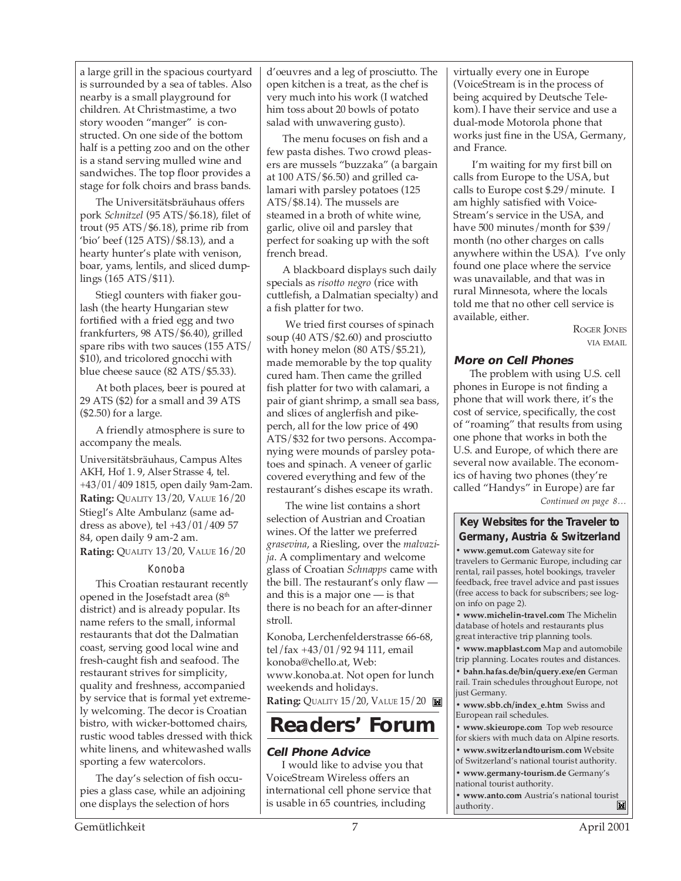a large grill in the spacious courtyard is surrounded by a sea of tables. Also nearby is a small playground for children. At Christmastime, a two story wooden "manger" is constructed. On one side of the bottom half is a petting zoo and on the other is a stand serving mulled wine and sandwiches. The top floor provides a stage for folk choirs and brass bands.

The Universitätsbräuhaus offers pork *Schnitzel* (95 ATS/$6.18), filet of trout (95 ATS/$6.18), prime rib from 'bio' beef (125 ATS)/$8.13), and a hearty hunter's plate with venison, boar, yams, lentils, and sliced dumplings (165 ATS/$11).

Stiegl counters with fiaker goulash (the hearty Hungarian stew fortified with a fried egg and two frankfurters, 98 ATS/$6.40), grilled spare ribs with two sauces (155 ATS/$10), and tricolored gnocchi with blue cheese sauce (82 ATS/$5.33).

At both places, beer is poured at 29 ATS ($2) for a small and 39 ATS ($2.50) for a large.

A friendly atmosphere is sure to accompany the meals.

Universitätsbräuhaus, Campus Altes AKH, Hof 1. 9, Alser Strasse 4, tel. +43/01/409 1815, open daily 9am-2am.
**Rating:** QUALITY 13/20, VALUE 16/20

Stiegl's Alte Ambulanz (same address as above), tel +43/01/409 57 84, open daily 9 am-2 am.
**Rating:** QUALITY 13/20, VALUE 16/20

### Konoba

This Croatian restaurant recently opened in the Josefstadt area (8th district) and is already popular. Its name refers to the small, informal restaurants that dot the Dalmatian coast, serving good local wine and fresh-caught fish and seafood. The restaurant strives for simplicity, quality and freshness, accompanied by service that is formal yet extremely welcoming. The decor is Croatian bistro, with wicker-bottomed chairs, rustic wood tables dressed with thick white linens, and whitewashed walls sporting a few watercolors.

The day's selection of fish occupies a glass case, while an adjoining one displays the selection of hors d'oeuvres and a leg of prosciutto. The open kitchen is a treat, as the chef is very much into his work (I watched him toss about 20 bowls of potato salad with unwavering gusto).

The menu focuses on fish and a few pasta dishes. Two crowd pleasers are mussels "buzzaka" (a bargain at 100 ATS/$6.50) and grilled calamari with parsley potatoes (125 ATS/$8.14). The mussels are steamed in a broth of white wine, garlic, olive oil and parsley that perfect for soaking up with the soft french bread.

A blackboard displays such daily specials as *risotto negro* (rice with cuttlefish, a Dalmatian specialty) and a fish platter for two.

We tried first courses of spinach soup (40 ATS/$2.60) and prosciutto with honey melon (80 ATS/$5.21), made memorable by the top quality cured ham. Then came the grilled fish platter for two with calamari, a pair of giant shrimp, a small sea bass, and slices of anglerfish and pike-perch, all for the low price of 490 ATS/$32 for two persons. Accompanying were mounds of parsley potatoes and spinach. A veneer of garlic covered everything and few of the restaurant's dishes escape its wrath.

The wine list contains a short selection of Austrian and Croatian wines. Of the latter we preferred *grasevina*, a Riesling, over the *malvazija*. A complimentary and welcome glass of Croatian *Schnapps* came with the bill. The restaurant's only flaw — and this is a major one — is that there is no beach for an after-dinner stroll.

Konoba, Lerchenfelderstrasse 66-68, tel/fax +43/01/92 94 111, email konoba@chello.at, Web: www.konoba.at. Not open for lunch weekends and holidays.
**Rating:** QUALITY 15/20, VALUE 15/20

# Readers' Forum

### Cell Phone Advice

I would like to advise you that VoiceStream Wireless offers an international cell phone service that is usable in 65 countries, including virtually every one in Europe (VoiceStream is in the process of being acquired by Deutsche Telekom). I have their service and use a dual-mode Motorola phone that works just fine in the USA, Germany, and France.

I'm waiting for my first bill on calls from Europe to the USA, but calls to Europe cost $.29/minute. I am highly satisfied with VoiceStream's service in the USA, and have 500 minutes/month for $39/month (no other charges on calls anywhere within the USA). I've only found one place where the service was unavailable, and that was in rural Minnesota, where the locals told me that no other cell service is available, either.

ROGER JONES
VIA EMAIL

### More on Cell Phones

The problem with using U.S. cell phones in Europe is not finding a phone that will work there, it's the cost of service, specifically, the cost of "roaming" that results from using one phone that works in both the U.S. and Europe, of which there are several now available. The economics of having two phones (they're called "Handys" in Europe) are far

*Continued on page 8…*

### Key Websites for the Traveler to Germany, Austria & Switzerland

- **www.gemut.com** Gateway site for travelers to Germanic Europe, including car rental, rail passes, hotel bookings, traveler feedback, free travel advice and past issues (free access to back for subscribers; see logon info on page 2).
- **www.michelin-travel.com** The Michelin database of hotels and restaurants plus great interactive trip planning tools.
- **www.mapblast.com** Map and automobile trip planning. Locates routes and distances.
- **bahn.hafas.de/bin/query.exe/en** German rail. Train schedules throughout Europe, not just Germany.
- **www.sbb.ch/index_e.htm** Swiss and European rail schedules.
- **www.skieurope.com** Top web resource for skiers with much data on Alpine resorts.
- **www.switzerlandtourism.com** Website of Switzerland's national tourist authority.
- **www.germany-tourism.de** Germany's national tourist authority.
- **www.anto.com** Austria's national tourist authority.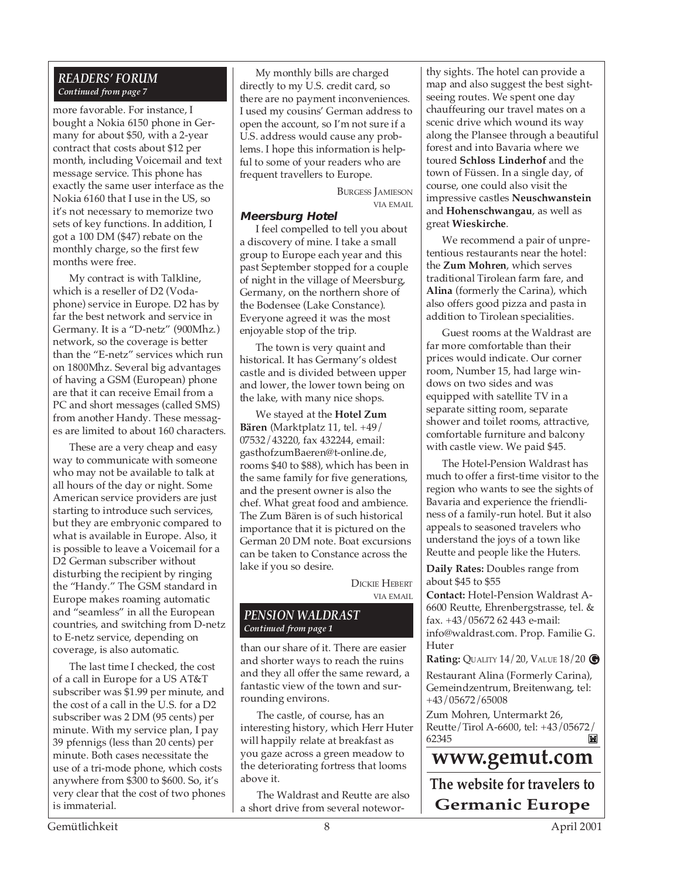## *READERS' FORUM*
*Continued from page 7*

more favorable. For instance, I bought a Nokia 6150 phone in Germany for about $50, with a 2-year contract that costs about $12 per month, including Voicemail and text message service. This phone has exactly the same user interface as the Nokia 6160 that I use in the US, so it's not necessary to memorize two sets of key functions. In addition, I got a 100 DM ($47) rebate on the monthly charge, so the first few months were free.

My contract is with Talkline, which is a reseller of D2 (Vodaphone) service in Europe. D2 has by far the best network and service in Germany. It is a "D-netz" (900Mhz.) network, so the coverage is better than the "E-netz" services which run on 1800Mhz. Several big advantages of having a GSM (European) phone are that it can receive Email from a PC and short messages (called SMS) from another Handy. These messages are limited to about 160 characters.

These are a very cheap and easy way to communicate with someone who may not be available to talk at all hours of the day or night. Some American service providers are just starting to introduce such services, but they are embryonic compared to what is available in Europe. Also, it is possible to leave a Voicemail for a D2 German subscriber without disturbing the recipient by ringing the "Handy." The GSM standard in Europe makes roaming automatic and "seamless" in all the European countries, and switching from D-netz to E-netz service, depending on coverage, is also automatic.

The last time I checked, the cost of a call in Europe for a US AT&T subscriber was $1.99 per minute, and the cost of a call in the U.S. for a D2 subscriber was 2 DM (95 cents) per minute. With my service plan, I pay 39 pfennigs (less than 20 cents) per minute. Both cases necessitate the use of a tri-mode phone, which costs anywhere from $300 to $600. So, it's very clear that the cost of two phones is immaterial.

My monthly bills are charged directly to my U.S. credit card, so there are no payment inconveniences. I used my cousins' German address to open the account, so I'm not sure if a U.S. address would cause any problems. I hope this information is helpful to some of your readers who are frequent travellers to Europe.

BURGESS JAMIESON
VIA EMAIL

### Meersburg Hotel

I feel compelled to tell you about a discovery of mine. I take a small group to Europe each year and this past September stopped for a couple of night in the village of Meersburg, Germany, on the northern shore of the Bodensee (Lake Constance). Everyone agreed it was the most enjoyable stop of the trip.

The town is very quaint and historical. It has Germany's oldest castle and is divided between upper and lower, the lower town being on the lake, with many nice shops.

We stayed at the **Hotel Zum Bären** (Marktplatz 11, tel. +49/07532/43220, fax 432244, email: gasthofzumBaeren@t-online.de, rooms $40 to $88), which has been in the same family for five generations, and the present owner is also the chef. What great food and ambience. The Zum Bären is of such historical importance that it is pictured on the German 20 DM note. Boat excursions can be taken to Constance across the lake if you so desire.

DICKIE HEBERT
VIA EMAIL

## *PENSION WALDRAST*
*Continued from page 1*

than our share of it. There are easier and shorter ways to reach the ruins and they all offer the same reward, a fantastic view of the town and surrounding environs.

The castle, of course, has an interesting history, which Herr Huter will happily relate at breakfast as you gaze across a green meadow to the deteriorating fortress that looms above it.

The Waldrast and Reutte are also a short drive from several noteworthy sights. The hotel can provide a map and also suggest the best sightseeing routes. We spent one day chauffeuring our travel mates on a scenic drive which wound its way along the Plansee through a beautiful forest and into Bavaria where we toured **Schloss Linderhof** and the town of Füssen. In a single day, of course, one could also visit the impressive castles **Neuschwanstein** and **Hohenschwangau**, as well as great **Wieskirche**.

We recommend a pair of unpretentious restaurants near the hotel: the **Zum Mohren**, which serves traditional Tirolean farm fare, and **Alina** (formerly the Carina), which also offers good pizza and pasta in addition to Tirolean specialities.

Guest rooms at the Waldrast are far more comfortable than their prices would indicate. Our corner room, Number 15, had large windows on two sides and was equipped with satellite TV in a separate sitting room, separate shower and toilet rooms, attractive, comfortable furniture and balcony with castle view. We paid $45.

The Hotel-Pension Waldrast has much to offer a first-time visitor to the region who wants to see the sights of Bavaria and experience the friendliness of a family-run hotel. But it also appeals to seasoned travelers who understand the joys of a town like Reutte and people like the Huters.

**Daily Rates:** Doubles range from about $45 to $55

**Contact:** Hotel-Pension Waldrast A-6600 Reutte, Ehrenbergstrasse, tel. & fax. +43/05672 62 443 e-mail: info@waldrast.com. Prop. Familie G. Huter

**Rating:** QUALITY 14/20, VALUE 18/20 G

Restaurant Alina (Formerly Carina), Gemeindzentrum, Breitenwang, tel: +43/05672/65008

Zum Mohren, Untermarkt 26, Reutte/Tirol A-6600, tel: +43/05672/62345

**www.gemut.com**

**The website for travelers to Germanic Europe**